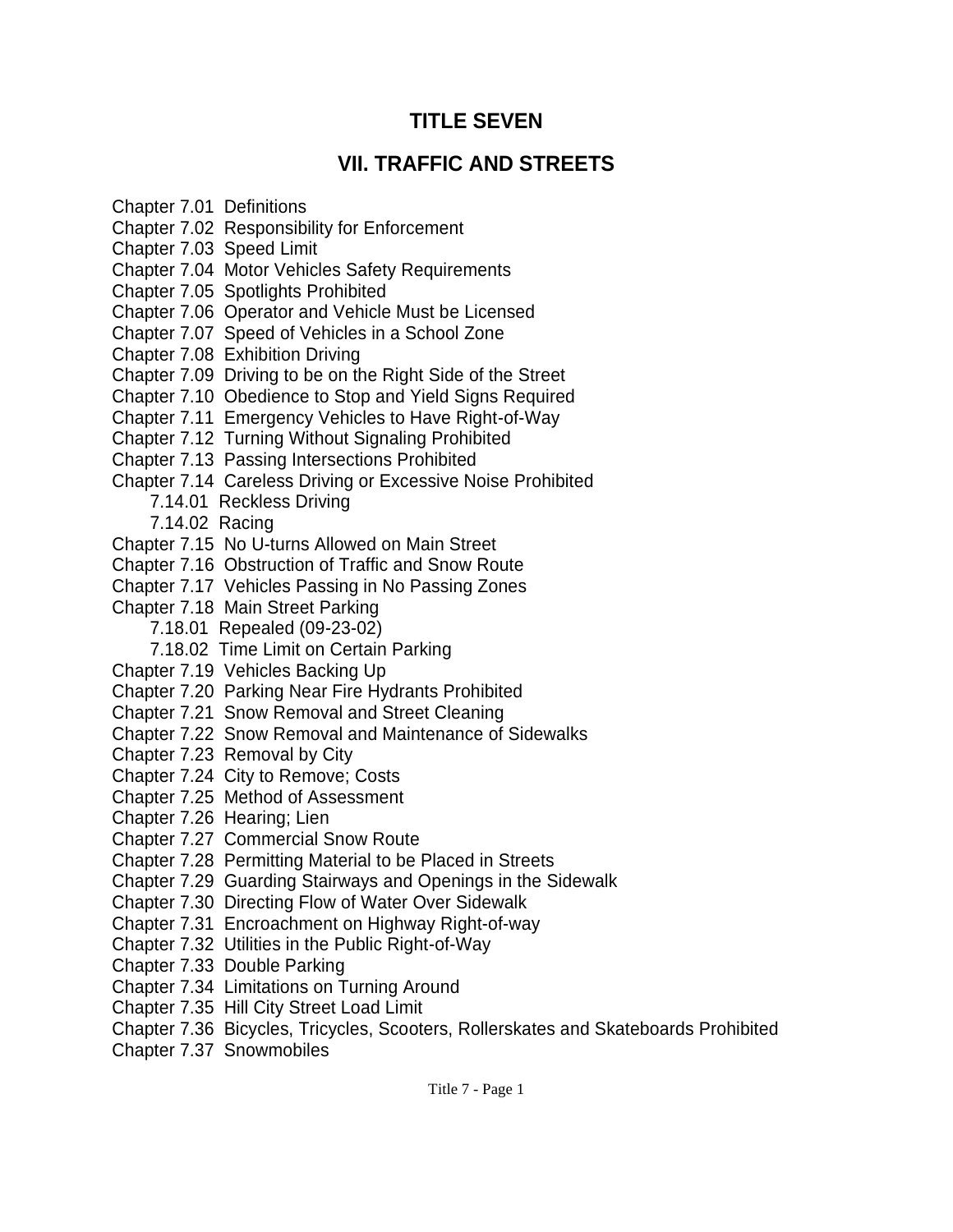# TITLE SEVEN

## VII. TRAFFIC AND STREETS

Chapter 7.01 Definitions
Chapter 7.02 Responsibility for Enforcement
Chapter 7.03 Speed Limit
Chapter 7.04 Motor Vehicles Safety Requirements
Chapter 7.05 Spotlights Prohibited
Chapter 7.06 Operator and Vehicle Must be Licensed
Chapter 7.07 Speed of Vehicles in a School Zone
Chapter 7.08 Exhibition Driving
Chapter 7.09 Driving to be on the Right Side of the Street
Chapter 7.10 Obedience to Stop and Yield Signs Required
Chapter 7.11 Emergency Vehicles to Have Right-of-Way
Chapter 7.12 Turning Without Signaling Prohibited
Chapter 7.13 Passing Intersections Prohibited
Chapter 7.14 Careless Driving or Excessive Noise Prohibited
- 7.14.01 Reckless Driving
- 7.14.02 Racing

Chapter 7.15 No U-turns Allowed on Main Street
Chapter 7.16 Obstruction of Traffic and Snow Route
Chapter 7.17 Vehicles Passing in No Passing Zones
Chapter 7.18 Main Street Parking
- 7.18.01 Repealed (09-23-02)
- 7.18.02 Time Limit on Certain Parking

Chapter 7.19 Vehicles Backing Up
Chapter 7.20 Parking Near Fire Hydrants Prohibited
Chapter 7.21 Snow Removal and Street Cleaning
Chapter 7.22 Snow Removal and Maintenance of Sidewalks
Chapter 7.23 Removal by City
Chapter 7.24 City to Remove; Costs
Chapter 7.25 Method of Assessment
Chapter 7.26 Hearing; Lien
Chapter 7.27 Commercial Snow Route
Chapter 7.28 Permitting Material to be Placed in Streets
Chapter 7.29 Guarding Stairways and Openings in the Sidewalk
Chapter 7.30 Directing Flow of Water Over Sidewalk
Chapter 7.31 Encroachment on Highway Right-of-way
Chapter 7.32 Utilities in the Public Right-of-Way
Chapter 7.33 Double Parking
Chapter 7.34 Limitations on Turning Around
Chapter 7.35 Hill City Street Load Limit
Chapter 7.36 Bicycles, Tricycles, Scooters, Rollerskates and Skateboards Prohibited
Chapter 7.37 Snowmobiles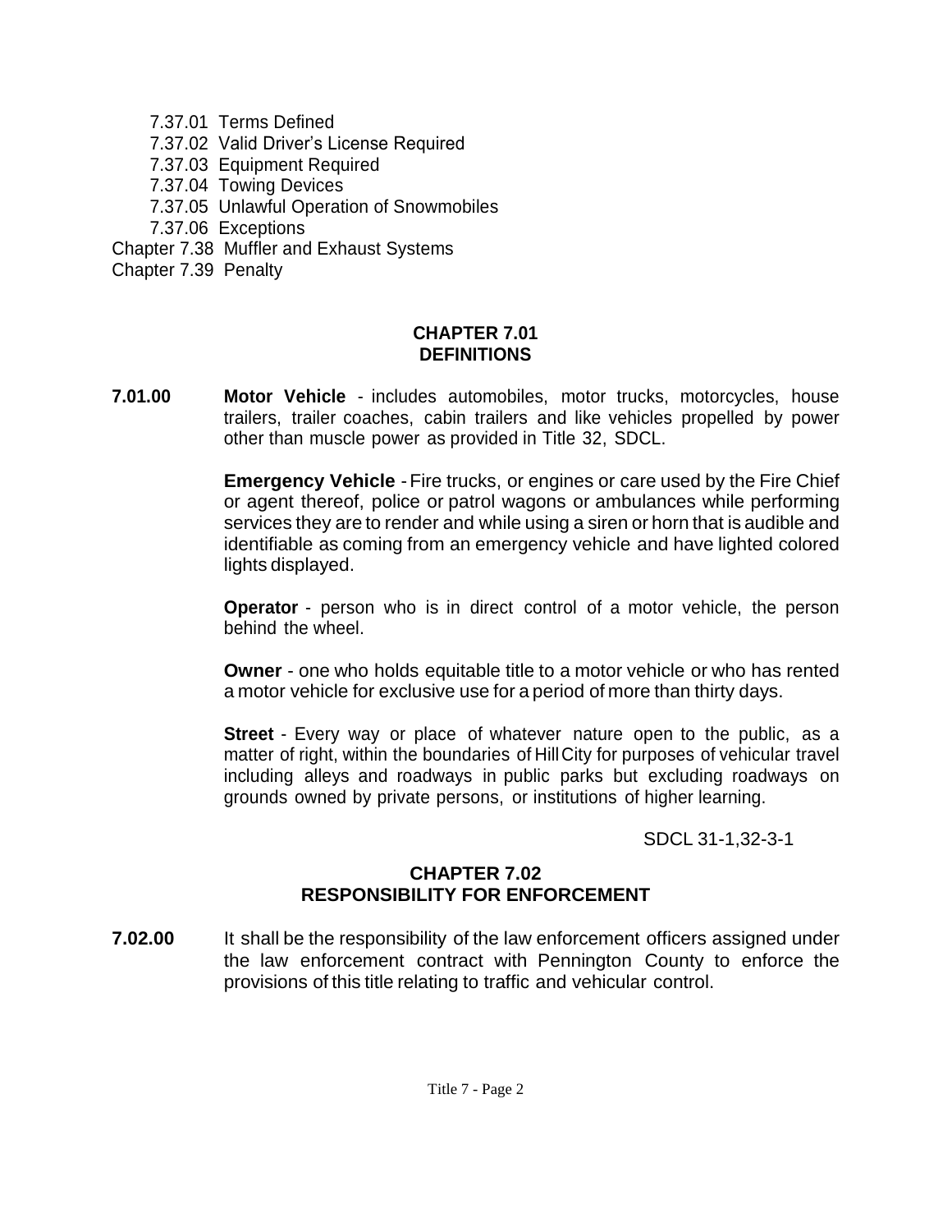7.37.01 Terms Defined
7.37.02 Valid Driver's License Required
7.37.03 Equipment Required
7.37.04 Towing Devices
7.37.05 Unlawful Operation of Snowmobiles
7.37.06 Exceptions

Chapter 7.38 Muffler and Exhaust Systems
Chapter 7.39 Penalty

## CHAPTER 7.01
## DEFINITIONS

**7.01.00** **Motor Vehicle** - includes automobiles, motor trucks, motorcycles, house trailers, trailer coaches, cabin trailers and like vehicles propelled by power other than muscle power as provided in Title 32, SDCL.

**Emergency Vehicle** - Fire trucks, or engines or care used by the Fire Chief or agent thereof, police or patrol wagons or ambulances while performing services they are to render and while using a siren or horn that is audible and identifiable as coming from an emergency vehicle and have lighted colored lights displayed.

**Operator** - person who is in direct control of a motor vehicle, the person behind the wheel.

**Owner** - one who holds equitable title to a motor vehicle or who has rented a motor vehicle for exclusive use for a period of more than thirty days.

**Street** - Every way or place of whatever nature open to the public, as a matter of right, within the boundaries of Hill City for purposes of vehicular travel including alleys and roadways in public parks but excluding roadways on grounds owned by private persons, or institutions of higher learning.

SDCL 31-1,32-3-1

## CHAPTER 7.02
## RESPONSIBILITY FOR ENFORCEMENT

**7.02.00** It shall be the responsibility of the law enforcement officers assigned under the law enforcement contract with Pennington County to enforce the provisions of this title relating to traffic and vehicular control.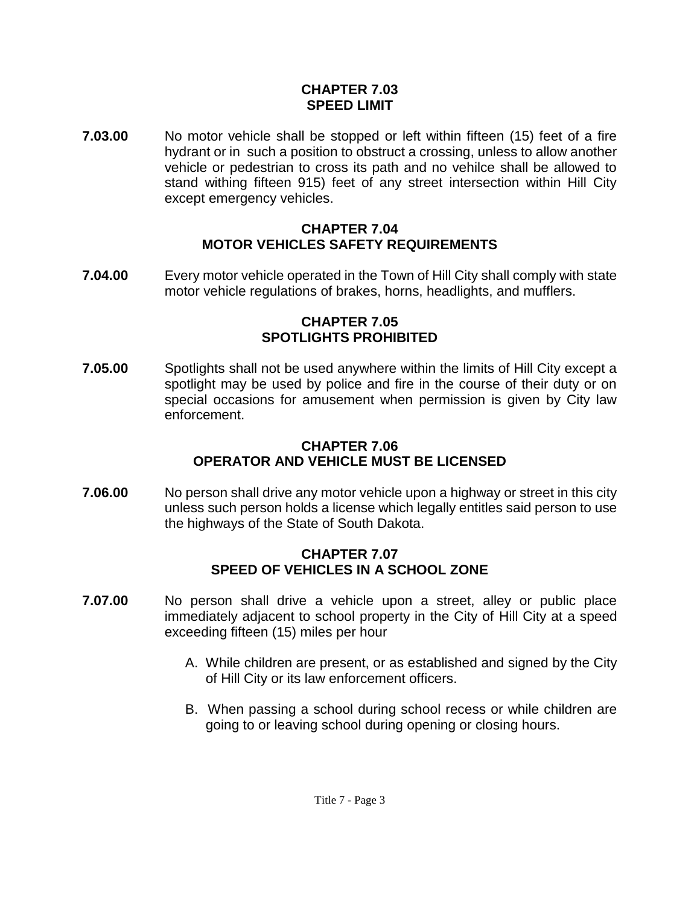## CHAPTER 7.03
## SPEED LIMIT

**7.03.00** No motor vehicle shall be stopped or left within fifteen (15) feet of a fire hydrant or in such a position to obstruct a crossing, unless to allow another vehicle or pedestrian to cross its path and no vehilce shall be allowed to stand withing fifteen 915) feet of any street intersection within Hill City except emergency vehicles.

## CHAPTER 7.04
## MOTOR VEHICLES SAFETY REQUIREMENTS

**7.04.00** Every motor vehicle operated in the Town of Hill City shall comply with state motor vehicle regulations of brakes, horns, headlights, and mufflers.

## CHAPTER 7.05
## SPOTLIGHTS PROHIBITED

**7.05.00** Spotlights shall not be used anywhere within the limits of Hill City except a spotlight may be used by police and fire in the course of their duty or on special occasions for amusement when permission is given by City law enforcement.

## CHAPTER 7.06
## OPERATOR AND VEHICLE MUST BE LICENSED

**7.06.00** No person shall drive any motor vehicle upon a highway or street in this city unless such person holds a license which legally entitles said person to use the highways of the State of South Dakota.

## CHAPTER 7.07
## SPEED OF VEHICLES IN A SCHOOL ZONE

**7.07.00** No person shall drive a vehicle upon a street, alley or public place immediately adjacent to school property in the City of Hill City at a speed exceeding fifteen (15) miles per hour

A. While children are present, or as established and signed by the City of Hill City or its law enforcement officers.

B. When passing a school during school recess or while children are going to or leaving school during opening or closing hours.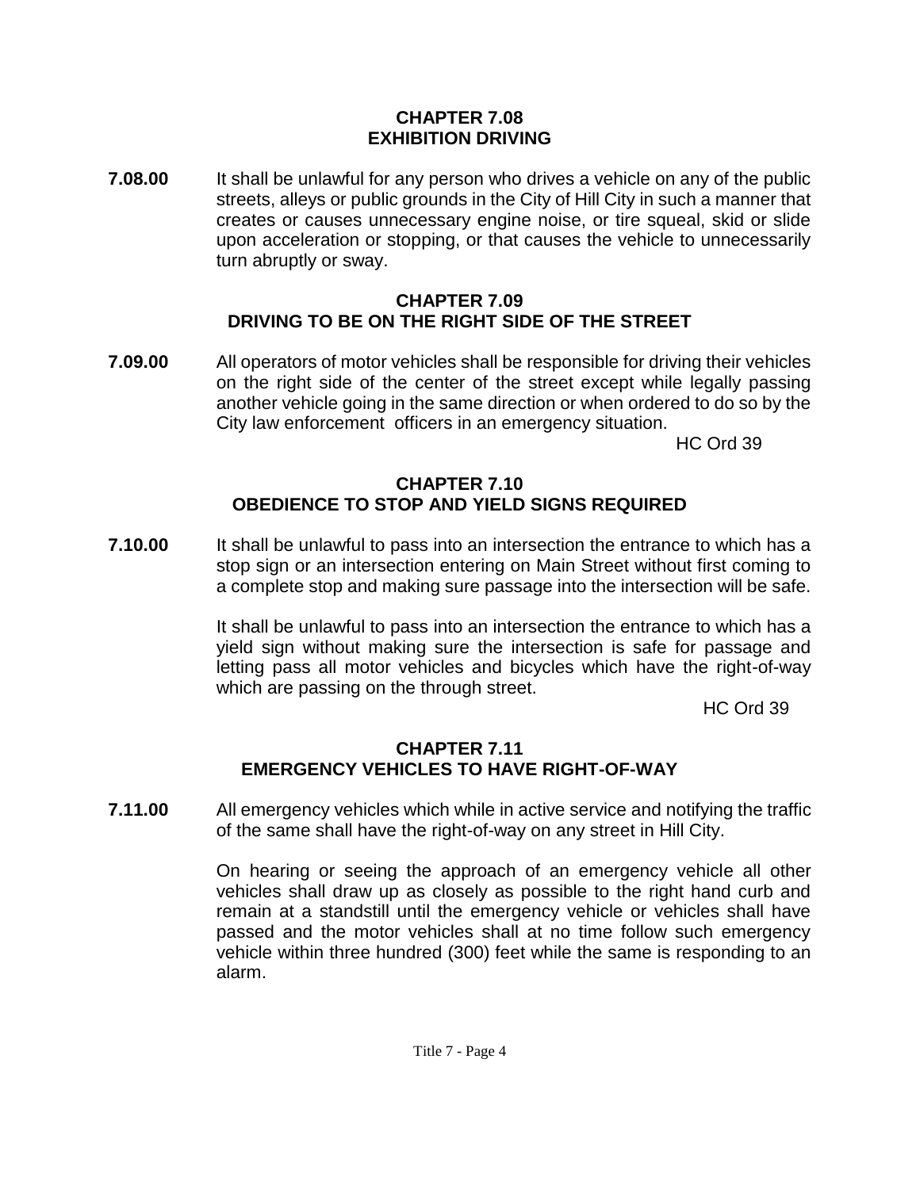## CHAPTER 7.08
## EXHIBITION DRIVING

**7.08.00** It shall be unlawful for any person who drives a vehicle on any of the public streets, alleys or public grounds in the City of Hill City in such a manner that creates or causes unnecessary engine noise, or tire squeal, skid or slide upon acceleration or stopping, or that causes the vehicle to unnecessarily turn abruptly or sway.

## CHAPTER 7.09
## DRIVING TO BE ON THE RIGHT SIDE OF THE STREET

**7.09.00** All operators of motor vehicles shall be responsible for driving their vehicles on the right side of the center of the street except while legally passing another vehicle going in the same direction or when ordered to do so by the City law enforcement officers in an emergency situation.

HC Ord 39

## CHAPTER 7.10
## OBEDIENCE TO STOP AND YIELD SIGNS REQUIRED

**7.10.00** It shall be unlawful to pass into an intersection the entrance to which has a stop sign or an intersection entering on Main Street without first coming to a complete stop and making sure passage into the intersection will be safe.

It shall be unlawful to pass into an intersection the entrance to which has a yield sign without making sure the intersection is safe for passage and letting pass all motor vehicles and bicycles which have the right-of-way which are passing on the through street.

HC Ord 39

## CHAPTER 7.11
## EMERGENCY VEHICLES TO HAVE RIGHT-OF-WAY

**7.11.00** All emergency vehicles which while in active service and notifying the traffic of the same shall have the right-of-way on any street in Hill City.

On hearing or seeing the approach of an emergency vehicle all other vehicles shall draw up as closely as possible to the right hand curb and remain at a standstill until the emergency vehicle or vehicles shall have passed and the motor vehicles shall at no time follow such emergency vehicle within three hundred (300) feet while the same is responding to an alarm.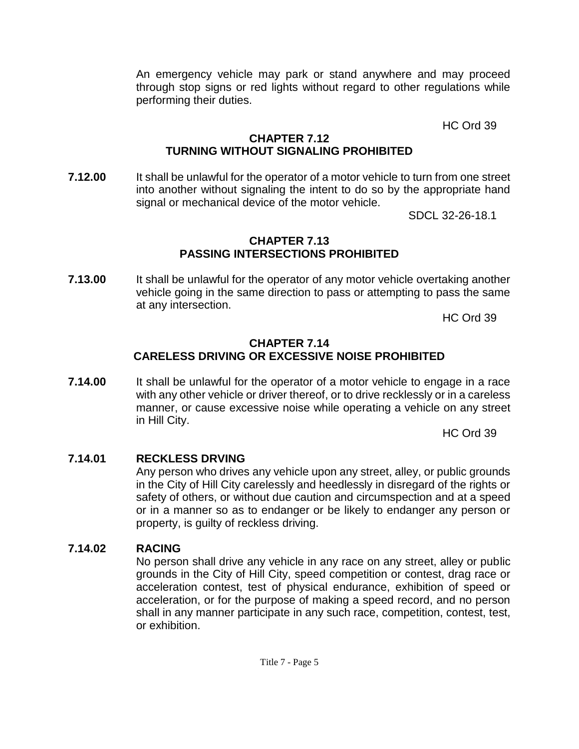An emergency vehicle may park or stand anywhere and may proceed through stop signs or red lights without regard to other regulations while performing their duties.

HC Ord 39

## CHAPTER 7.12
## TURNING WITHOUT SIGNALING PROHIBITED

**7.12.00** It shall be unlawful for the operator of a motor vehicle to turn from one street into another without signaling the intent to do so by the appropriate hand signal or mechanical device of the motor vehicle.

SDCL 32-26-18.1

## CHAPTER 7.13
## PASSING INTERSECTIONS PROHIBITED

**7.13.00** It shall be unlawful for the operator of any motor vehicle overtaking another vehicle going in the same direction to pass or attempting to pass the same at any intersection.

HC Ord 39

## CHAPTER 7.14
## CARELESS DRIVING OR EXCESSIVE NOISE PROHIBITED

**7.14.00** It shall be unlawful for the operator of a motor vehicle to engage in a race with any other vehicle or driver thereof, or to drive recklessly or in a careless manner, or cause excessive noise while operating a vehicle on any street in Hill City.

HC Ord 39

**7.14.01 RECKLESS DRVING**

Any person who drives any vehicle upon any street, alley, or public grounds in the City of Hill City carelessly and heedlessly in disregard of the rights or safety of others, or without due caution and circumspection and at a speed or in a manner so as to endanger or be likely to endanger any person or property, is guilty of reckless driving.

**7.14.02 RACING**

No person shall drive any vehicle in any race on any street, alley or public grounds in the City of Hill City, speed competition or contest, drag race or acceleration contest, test of physical endurance, exhibition of speed or acceleration, or for the purpose of making a speed record, and no person shall in any manner participate in any such race, competition, contest, test, or exhibition.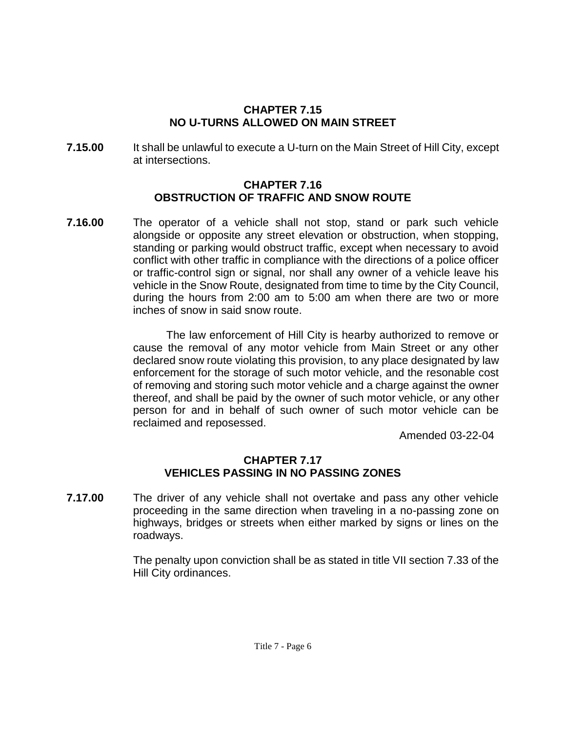## CHAPTER 7.15
## NO U-TURNS ALLOWED ON MAIN STREET

**7.15.00** It shall be unlawful to execute a U-turn on the Main Street of Hill City, except at intersections.

## CHAPTER 7.16
## OBSTRUCTION OF TRAFFIC AND SNOW ROUTE

**7.16.00** The operator of a vehicle shall not stop, stand or park such vehicle alongside or opposite any street elevation or obstruction, when stopping, standing or parking would obstruct traffic, except when necessary to avoid conflict with other traffic in compliance with the directions of a police officer or traffic-control sign or signal, nor shall any owner of a vehicle leave his vehicle in the Snow Route, designated from time to time by the City Council, during the hours from 2:00 am to 5:00 am when there are two or more inches of snow in said snow route.

The law enforcement of Hill City is hearby authorized to remove or cause the removal of any motor vehicle from Main Street or any other declared snow route violating this provision, to any place designated by law enforcement for the storage of such motor vehicle, and the resonable cost of removing and storing such motor vehicle and a charge against the owner thereof, and shall be paid by the owner of such motor vehicle, or any other person for and in behalf of such owner of such motor vehicle can be reclaimed and reposessed.

Amended 03-22-04

## CHAPTER 7.17
## VEHICLES PASSING IN NO PASSING ZONES

**7.17.00** The driver of any vehicle shall not overtake and pass any other vehicle proceeding in the same direction when traveling in a no-passing zone on highways, bridges or streets when either marked by signs or lines on the roadways.

The penalty upon conviction shall be as stated in title VII section 7.33 of the Hill City ordinances.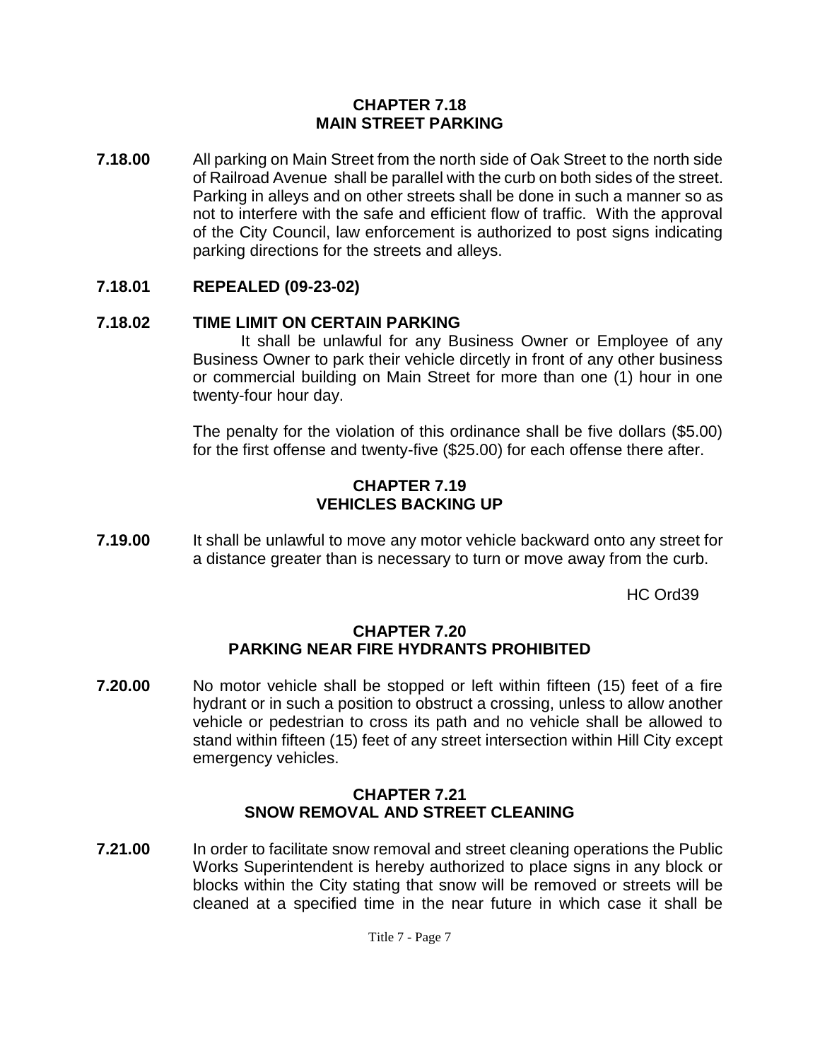## CHAPTER 7.18
## MAIN STREET PARKING

**7.18.00** All parking on Main Street from the north side of Oak Street to the north side of Railroad Avenue shall be parallel with the curb on both sides of the street. Parking in alleys and on other streets shall be done in such a manner so as not to interfere with the safe and efficient flow of traffic. With the approval of the City Council, law enforcement is authorized to post signs indicating parking directions for the streets and alleys.

**7.18.01 REPEALED (09-23-02)**

**7.18.02 TIME LIMIT ON CERTAIN PARKING**

It shall be unlawful for any Business Owner or Employee of any Business Owner to park their vehicle dircetly in front of any other business or commercial building on Main Street for more than one (1) hour in one twenty-four hour day.

The penalty for the violation of this ordinance shall be five dollars ($5.00) for the first offense and twenty-five ($25.00) for each offense there after.

## CHAPTER 7.19
## VEHICLES BACKING UP

**7.19.00** It shall be unlawful to move any motor vehicle backward onto any street for a distance greater than is necessary to turn or move away from the curb.

HC Ord39

## CHAPTER 7.20
## PARKING NEAR FIRE HYDRANTS PROHIBITED

**7.20.00** No motor vehicle shall be stopped or left within fifteen (15) feet of a fire hydrant or in such a position to obstruct a crossing, unless to allow another vehicle or pedestrian to cross its path and no vehicle shall be allowed to stand within fifteen (15) feet of any street intersection within Hill City except emergency vehicles.

## CHAPTER 7.21
## SNOW REMOVAL AND STREET CLEANING

**7.21.00** In order to facilitate snow removal and street cleaning operations the Public Works Superintendent is hereby authorized to place signs in any block or blocks within the City stating that snow will be removed or streets will be cleaned at a specified time in the near future in which case it shall be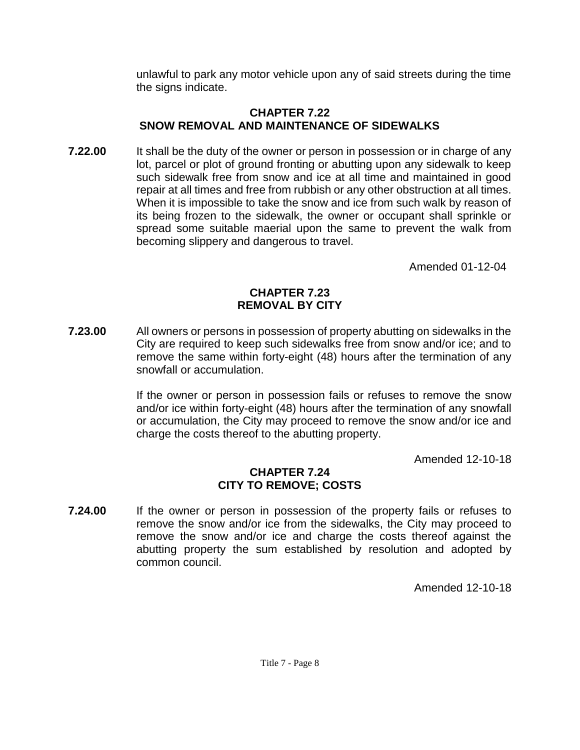unlawful to park any motor vehicle upon any of said streets during the time the signs indicate.

## CHAPTER 7.22
## SNOW REMOVAL AND MAINTENANCE OF SIDEWALKS

**7.22.00** It shall be the duty of the owner or person in possession or in charge of any lot, parcel or plot of ground fronting or abutting upon any sidewalk to keep such sidewalk free from snow and ice at all time and maintained in good repair at all times and free from rubbish or any other obstruction at all times. When it is impossible to take the snow and ice from such walk by reason of its being frozen to the sidewalk, the owner or occupant shall sprinkle or spread some suitable maerial upon the same to prevent the walk from becoming slippery and dangerous to travel.

Amended 01-12-04

## CHAPTER 7.23
## REMOVAL BY CITY

**7.23.00** All owners or persons in possession of property abutting on sidewalks in the City are required to keep such sidewalks free from snow and/or ice; and to remove the same within forty-eight (48) hours after the termination of any snowfall or accumulation.

If the owner or person in possession fails or refuses to remove the snow and/or ice within forty-eight (48) hours after the termination of any snowfall or accumulation, the City may proceed to remove the snow and/or ice and charge the costs thereof to the abutting property.

Amended 12-10-18

## CHAPTER 7.24
## CITY TO REMOVE; COSTS

**7.24.00** If the owner or person in possession of the property fails or refuses to remove the snow and/or ice from the sidewalks, the City may proceed to remove the snow and/or ice and charge the costs thereof against the abutting property the sum established by resolution and adopted by common council.

Amended 12-10-18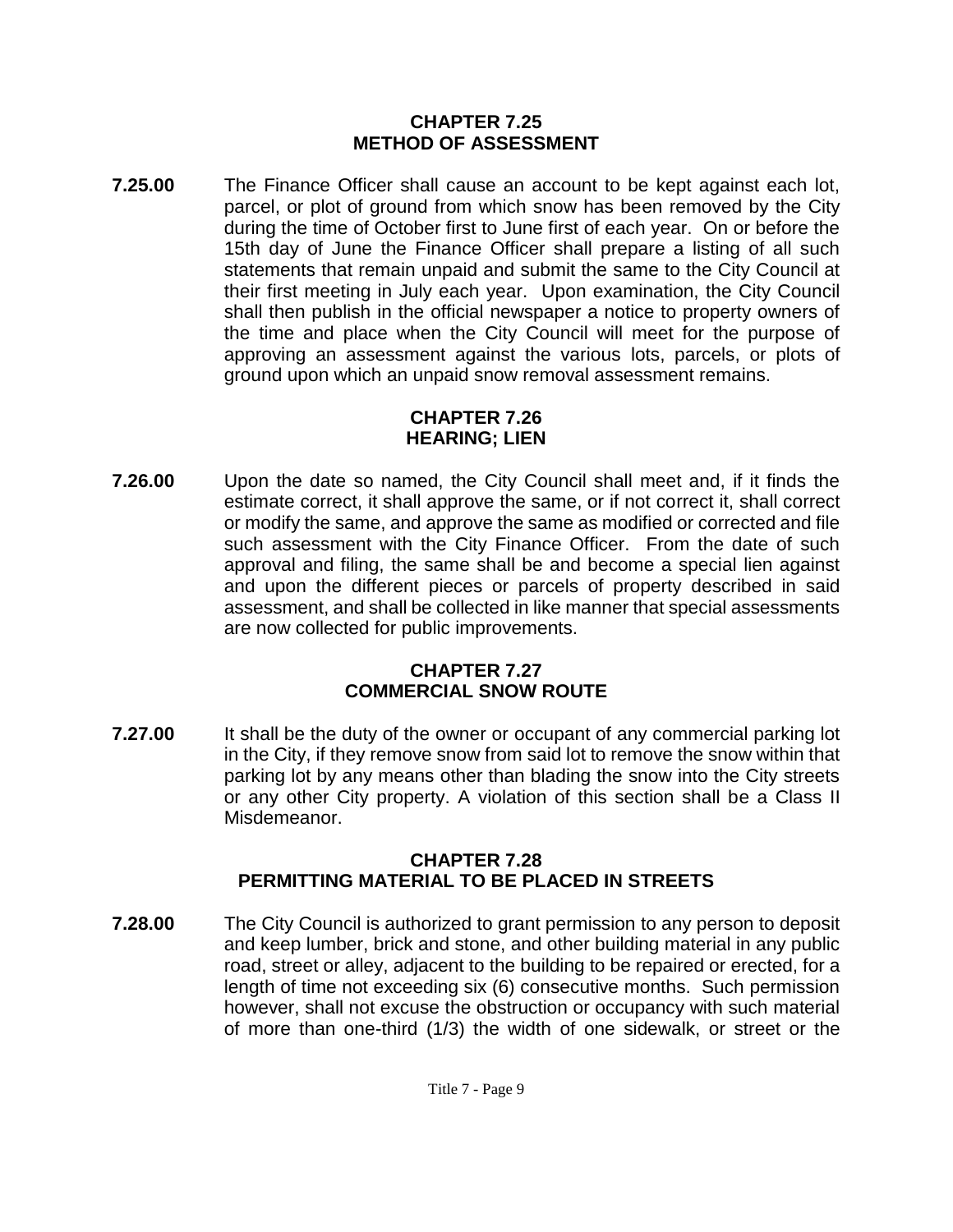## CHAPTER 7.25
## METHOD OF ASSESSMENT

**7.25.00** The Finance Officer shall cause an account to be kept against each lot, parcel, or plot of ground from which snow has been removed by the City during the time of October first to June first of each year. On or before the 15th day of June the Finance Officer shall prepare a listing of all such statements that remain unpaid and submit the same to the City Council at their first meeting in July each year. Upon examination, the City Council shall then publish in the official newspaper a notice to property owners of the time and place when the City Council will meet for the purpose of approving an assessment against the various lots, parcels, or plots of ground upon which an unpaid snow removal assessment remains.

## CHAPTER 7.26
## HEARING; LIEN

**7.26.00** Upon the date so named, the City Council shall meet and, if it finds the estimate correct, it shall approve the same, or if not correct it, shall correct or modify the same, and approve the same as modified or corrected and file such assessment with the City Finance Officer. From the date of such approval and filing, the same shall be and become a special lien against and upon the different pieces or parcels of property described in said assessment, and shall be collected in like manner that special assessments are now collected for public improvements.

## CHAPTER 7.27
## COMMERCIAL SNOW ROUTE

**7.27.00** It shall be the duty of the owner or occupant of any commercial parking lot in the City, if they remove snow from said lot to remove the snow within that parking lot by any means other than blading the snow into the City streets or any other City property. A violation of this section shall be a Class II Misdemeanor.

## CHAPTER 7.28
## PERMITTING MATERIAL TO BE PLACED IN STREETS

**7.28.00** The City Council is authorized to grant permission to any person to deposit and keep lumber, brick and stone, and other building material in any public road, street or alley, adjacent to the building to be repaired or erected, for a length of time not exceeding six (6) consecutive months. Such permission however, shall not excuse the obstruction or occupancy with such material of more than one-third (1/3) the width of one sidewalk, or street or the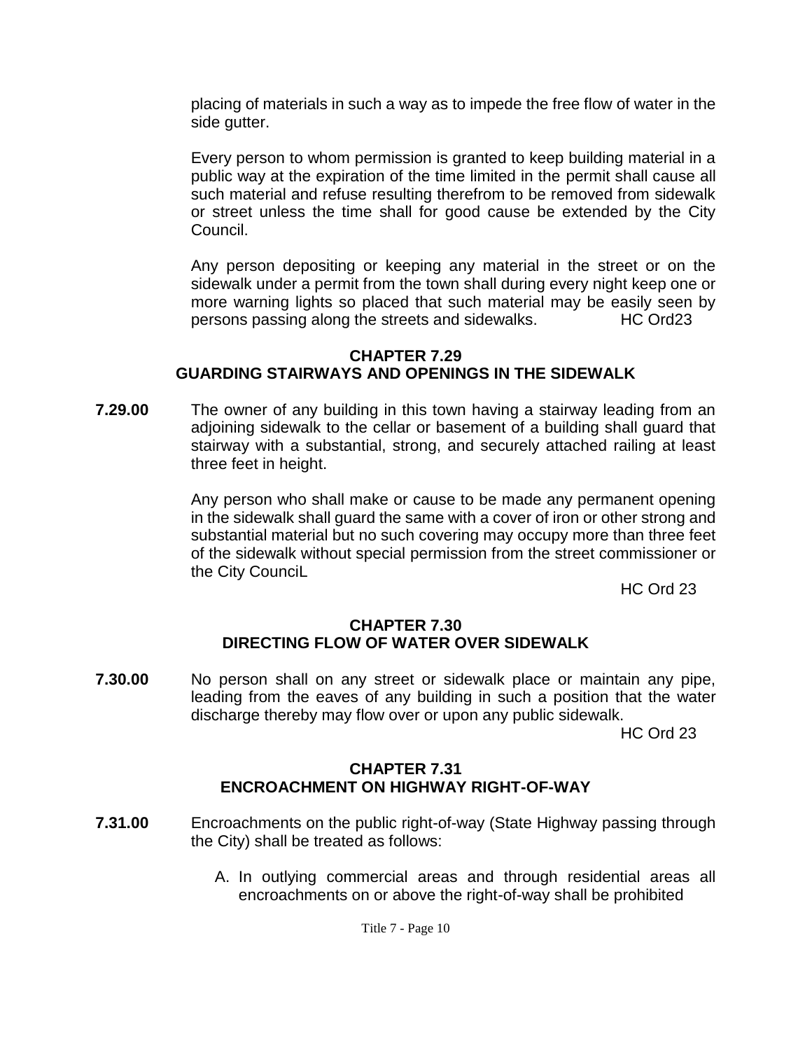placing of materials in such a way as to impede the free flow of water in the side gutter.

Every person to whom permission is granted to keep building material in a public way at the expiration of the time limited in the permit shall cause all such material and refuse resulting therefrom to be removed from sidewalk or street unless the time shall for good cause be extended by the City Council.

Any person depositing or keeping any material in the street or on the sidewalk under a permit from the town shall during every night keep one or more warning lights so placed that such material may be easily seen by persons passing along the streets and sidewalks. HC Ord23

## CHAPTER 7.29
## GUARDING STAIRWAYS AND OPENINGS IN THE SIDEWALK

**7.29.00** The owner of any building in this town having a stairway leading from an adjoining sidewalk to the cellar or basement of a building shall guard that stairway with a substantial, strong, and securely attached railing at least three feet in height.

Any person who shall make or cause to be made any permanent opening in the sidewalk shall guard the same with a cover of iron or other strong and substantial material but no such covering may occupy more than three feet of the sidewalk without special permission from the street commissioner or the City CounciL

HC Ord 23

## CHAPTER 7.30
## DIRECTING FLOW OF WATER OVER SIDEWALK

**7.30.00** No person shall on any street or sidewalk place or maintain any pipe, leading from the eaves of any building in such a position that the water discharge thereby may flow over or upon any public sidewalk.

HC Ord 23

## CHAPTER 7.31
## ENCROACHMENT ON HIGHWAY RIGHT-OF-WAY

**7.31.00** Encroachments on the public right-of-way (State Highway passing through the City) shall be treated as follows:

A. In outlying commercial areas and through residential areas all encroachments on or above the right-of-way shall be prohibited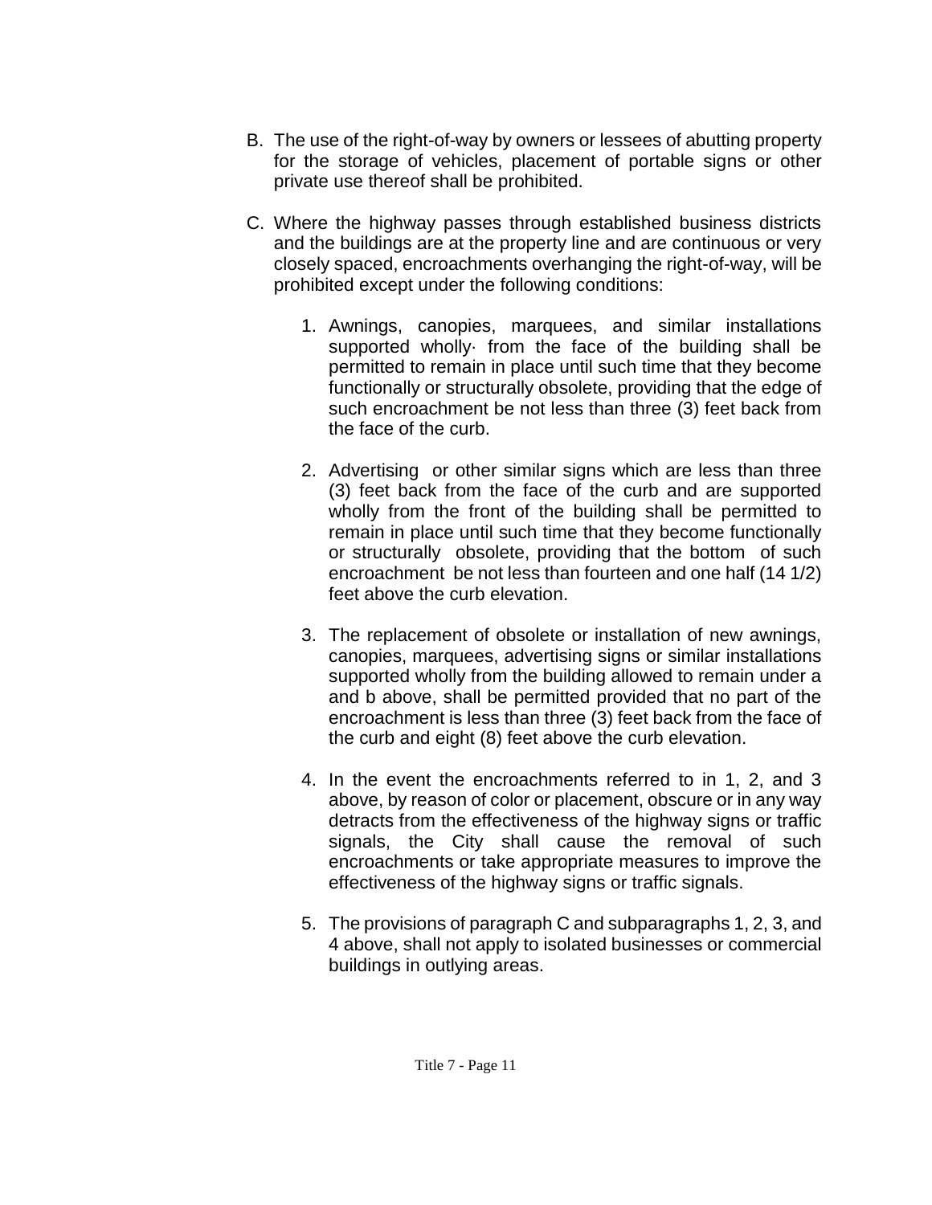B. The use of the right-of-way by owners or lessees of abutting property for the storage of vehicles, placement of portable signs or other private use thereof shall be prohibited.

C. Where the highway passes through established business districts and the buildings are at the property line and are continuous or very closely spaced, encroachments overhanging the right-of-way, will be prohibited except under the following conditions:

   1. Awnings, canopies, marquees, and similar installations supported wholly· from the face of the building shall be permitted to remain in place until such time that they become functionally or structurally obsolete, providing that the edge of such encroachment be not less than three (3) feet back from the face of the curb.

   2. Advertising or other similar signs which are less than three (3) feet back from the face of the curb and are supported wholly from the front of the building shall be permitted to remain in place until such time that they become functionally or structurally obsolete, providing that the bottom of such encroachment be not less than fourteen and one half (14 1/2) feet above the curb elevation.

   3. The replacement of obsolete or installation of new awnings, canopies, marquees, advertising signs or similar installations supported wholly from the building allowed to remain under a and b above, shall be permitted provided that no part of the encroachment is less than three (3) feet back from the face of the curb and eight (8) feet above the curb elevation.

   4. In the event the encroachments referred to in 1, 2, and 3 above, by reason of color or placement, obscure or in any way detracts from the effectiveness of the highway signs or traffic signals, the City shall cause the removal of such encroachments or take appropriate measures to improve the effectiveness of the highway signs or traffic signals.

   5. The provisions of paragraph C and subparagraphs 1, 2, 3, and 4 above, shall not apply to isolated businesses or commercial buildings in outlying areas.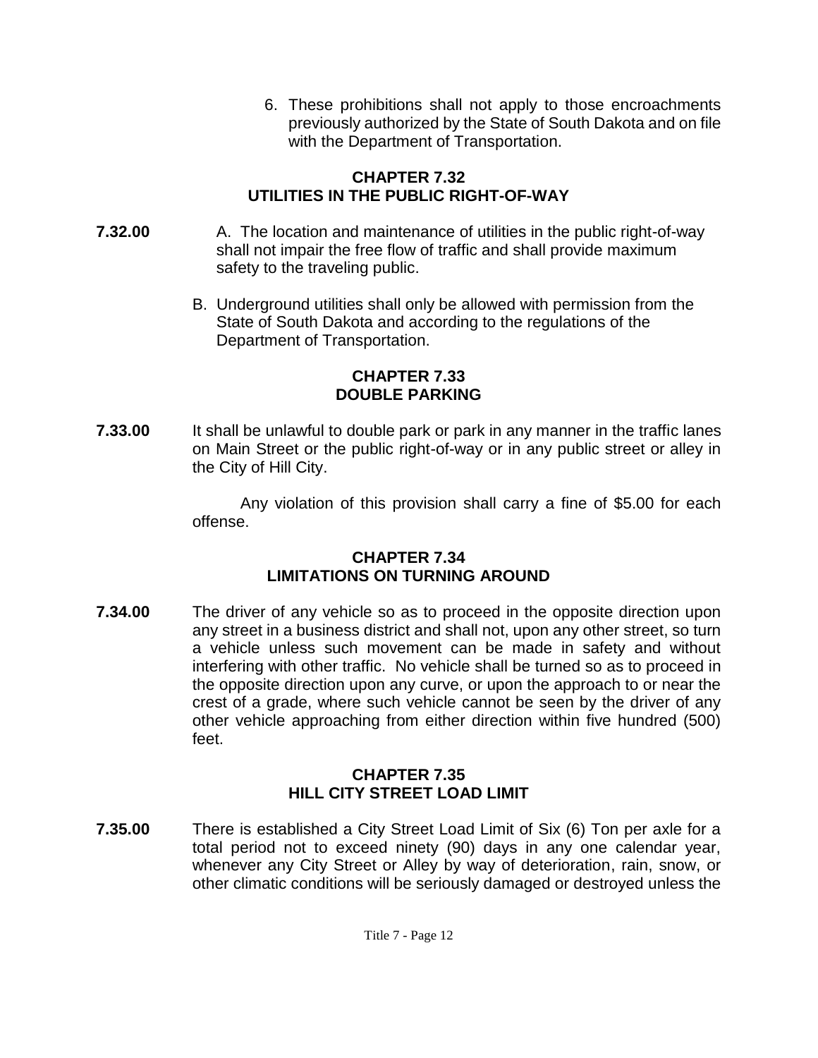6. These prohibitions shall not apply to those encroachments previously authorized by the State of South Dakota and on file with the Department of Transportation.

## CHAPTER 7.32
## UTILITIES IN THE PUBLIC RIGHT-OF-WAY

**7.32.00** A. The location and maintenance of utilities in the public right-of-way shall not impair the free flow of traffic and shall provide maximum safety to the traveling public.

B. Underground utilities shall only be allowed with permission from the State of South Dakota and according to the regulations of the Department of Transportation.

## CHAPTER 7.33
## DOUBLE PARKING

**7.33.00** It shall be unlawful to double park or park in any manner in the traffic lanes on Main Street or the public right-of-way or in any public street or alley in the City of Hill City.

Any violation of this provision shall carry a fine of $5.00 for each offense.

## CHAPTER 7.34
## LIMITATIONS ON TURNING AROUND

**7.34.00** The driver of any vehicle so as to proceed in the opposite direction upon any street in a business district and shall not, upon any other street, so turn a vehicle unless such movement can be made in safety and without interfering with other traffic. No vehicle shall be turned so as to proceed in the opposite direction upon any curve, or upon the approach to or near the crest of a grade, where such vehicle cannot be seen by the driver of any other vehicle approaching from either direction within five hundred (500) feet.

## CHAPTER 7.35
## HILL CITY STREET LOAD LIMIT

**7.35.00** There is established a City Street Load Limit of Six (6) Ton per axle for a total period not to exceed ninety (90) days in any one calendar year, whenever any City Street or Alley by way of deterioration, rain, snow, or other climatic conditions will be seriously damaged or destroyed unless the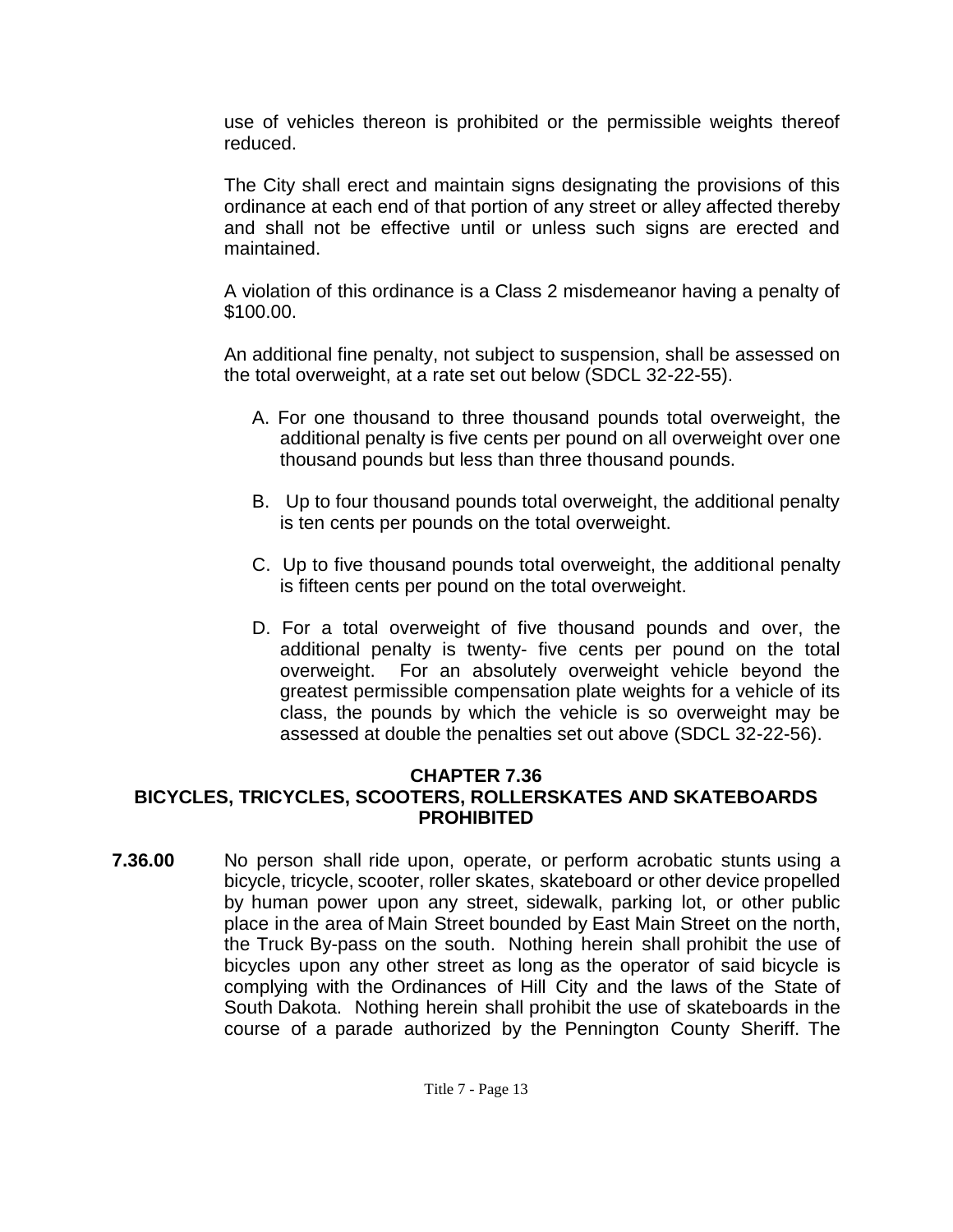use of vehicles thereon is prohibited or the permissible weights thereof reduced.

The City shall erect and maintain signs designating the provisions of this ordinance at each end of that portion of any street or alley affected thereby and shall not be effective until or unless such signs are erected and maintained.

A violation of this ordinance is a Class 2 misdemeanor having a penalty of $100.00.

An additional fine penalty, not subject to suspension, shall be assessed on the total overweight, at a rate set out below (SDCL 32-22-55).

A. For one thousand to three thousand pounds total overweight, the additional penalty is five cents per pound on all overweight over one thousand pounds but less than three thousand pounds.

B. Up to four thousand pounds total overweight, the additional penalty is ten cents per pounds on the total overweight.

C. Up to five thousand pounds total overweight, the additional penalty is fifteen cents per pound on the total overweight.

D. For a total overweight of five thousand pounds and over, the additional penalty is twenty- five cents per pound on the total overweight. For an absolutely overweight vehicle beyond the greatest permissible compensation plate weights for a vehicle of its class, the pounds by which the vehicle is so overweight may be assessed at double the penalties set out above (SDCL 32-22-56).

## CHAPTER 7.36
## BICYCLES, TRICYCLES, SCOOTERS, ROLLERSKATES AND SKATEBOARDS PROHIBITED

**7.36.00** No person shall ride upon, operate, or perform acrobatic stunts using a bicycle, tricycle, scooter, roller skates, skateboard or other device propelled by human power upon any street, sidewalk, parking lot, or other public place in the area of Main Street bounded by East Main Street on the north, the Truck By-pass on the south. Nothing herein shall prohibit the use of bicycles upon any other street as long as the operator of said bicycle is complying with the Ordinances of Hill City and the laws of the State of South Dakota. Nothing herein shall prohibit the use of skateboards in the course of a parade authorized by the Pennington County Sheriff. The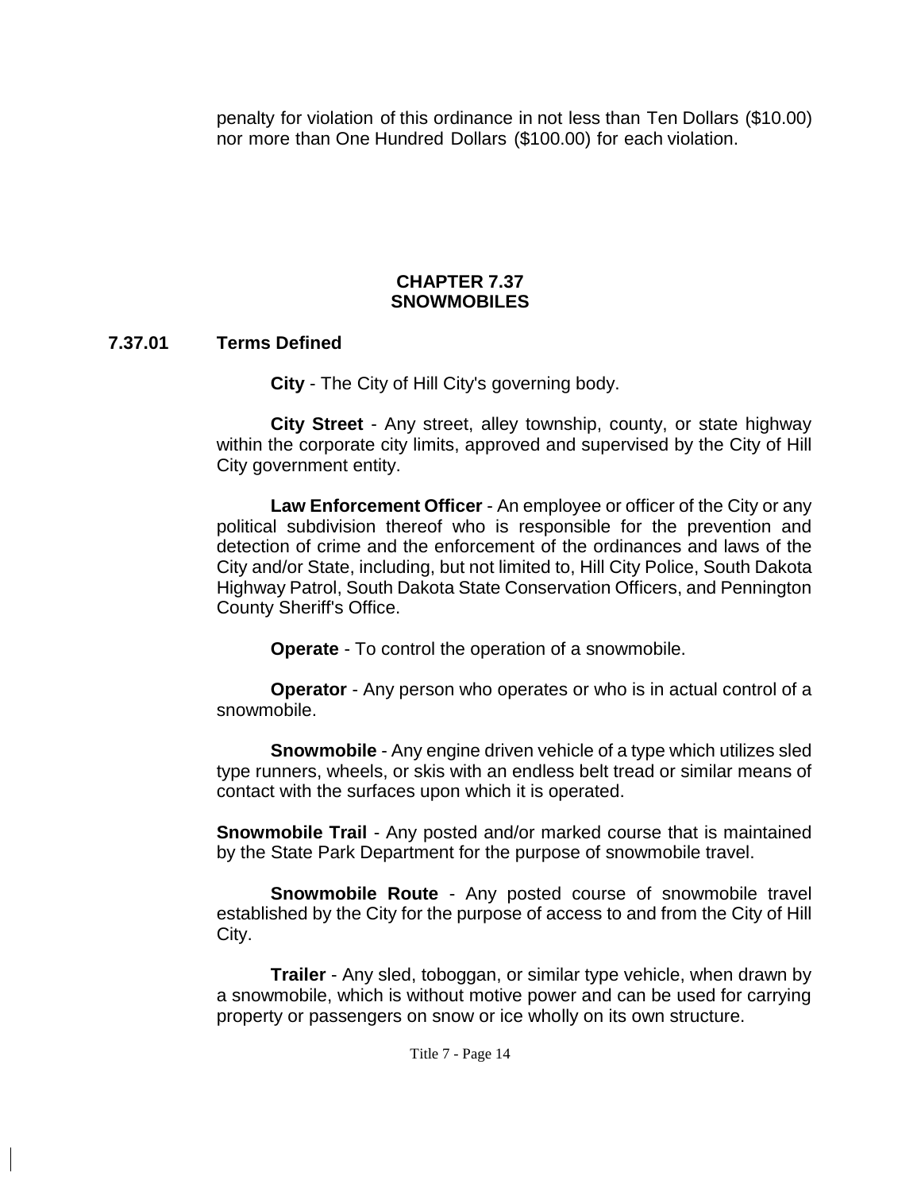penalty for violation of this ordinance in not less than Ten Dollars ($10.00) nor more than One Hundred Dollars ($100.00) for each violation.

## CHAPTER 7.37
## SNOWMOBILES

### 7.37.01 Terms Defined

**City** - The City of Hill City's governing body.

**City Street** - Any street, alley township, county, or state highway within the corporate city limits, approved and supervised by the City of Hill City government entity.

**Law Enforcement Officer** - An employee or officer of the City or any political subdivision thereof who is responsible for the prevention and detection of crime and the enforcement of the ordinances and laws of the City and/or State, including, but not limited to, Hill City Police, South Dakota Highway Patrol, South Dakota State Conservation Officers, and Pennington County Sheriff's Office.

**Operate** - To control the operation of a snowmobile.

**Operator** - Any person who operates or who is in actual control of a snowmobile.

**Snowmobile** - Any engine driven vehicle of a type which utilizes sled type runners, wheels, or skis with an endless belt tread or similar means of contact with the surfaces upon which it is operated.

**Snowmobile Trail** - Any posted and/or marked course that is maintained by the State Park Department for the purpose of snowmobile travel.

**Snowmobile Route** - Any posted course of snowmobile travel established by the City for the purpose of access to and from the City of Hill City.

**Trailer** - Any sled, toboggan, or similar type vehicle, when drawn by a snowmobile, which is without motive power and can be used for carrying property or passengers on snow or ice wholly on its own structure.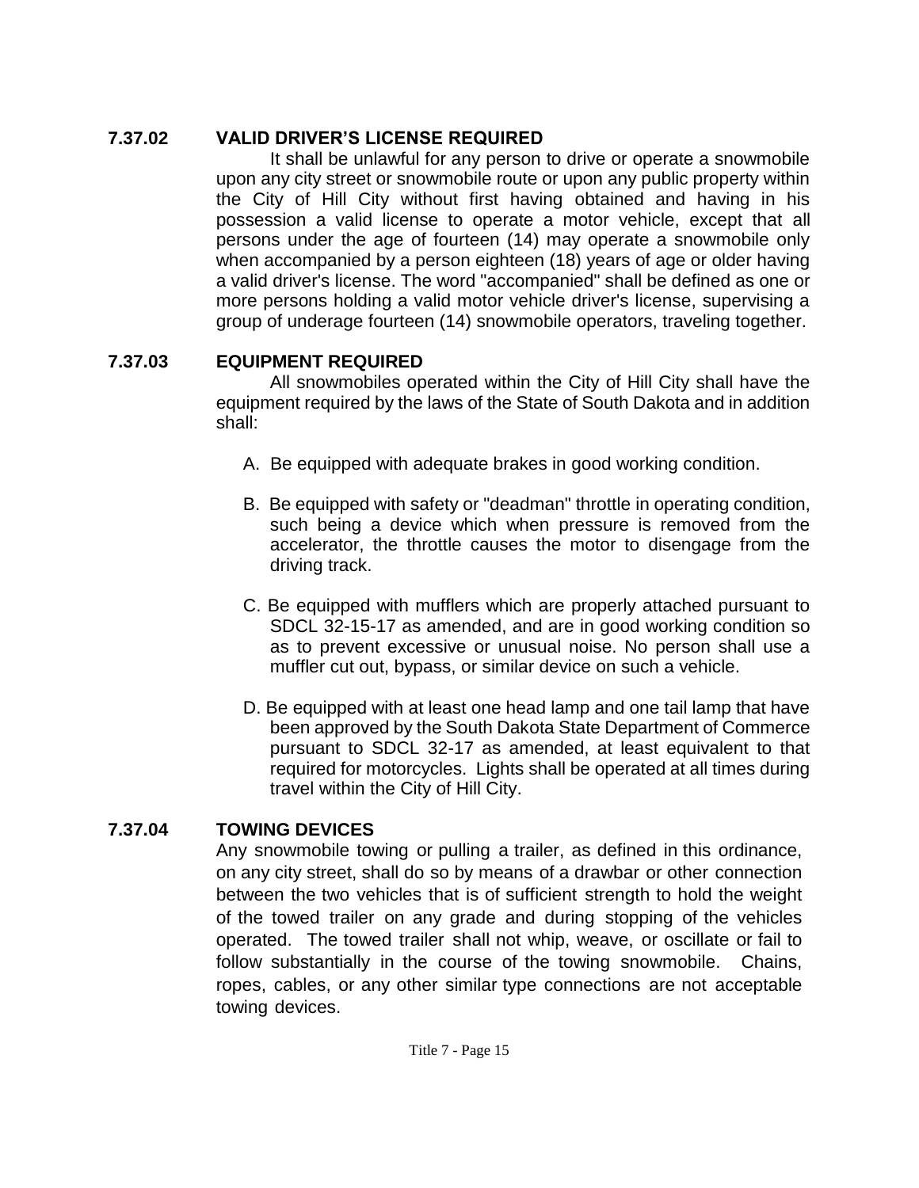### 7.37.02 VALID DRIVER'S LICENSE REQUIRED

It shall be unlawful for any person to drive or operate a snowmobile upon any city street or snowmobile route or upon any public property within the City of Hill City without first having obtained and having in his possession a valid license to operate a motor vehicle, except that all persons under the age of fourteen (14) may operate a snowmobile only when accompanied by a person eighteen (18) years of age or older having a valid driver's license. The word "accompanied" shall be defined as one or more persons holding a valid motor vehicle driver's license, supervising a group of underage fourteen (14) snowmobile operators, traveling together.

### 7.37.03 EQUIPMENT REQUIRED

All snowmobiles operated within the City of Hill City shall have the equipment required by the laws of the State of South Dakota and in addition shall:

A. Be equipped with adequate brakes in good working condition.

B. Be equipped with safety or "deadman" throttle in operating condition, such being a device which when pressure is removed from the accelerator, the throttle causes the motor to disengage from the driving track.

C. Be equipped with mufflers which are properly attached pursuant to SDCL 32-15-17 as amended, and are in good working condition so as to prevent excessive or unusual noise. No person shall use a muffler cut out, bypass, or similar device on such a vehicle.

D. Be equipped with at least one head lamp and one tail lamp that have been approved by the South Dakota State Department of Commerce pursuant to SDCL 32-17 as amended, at least equivalent to that required for motorcycles. Lights shall be operated at all times during travel within the City of Hill City.

### 7.37.04 TOWING DEVICES

Any snowmobile towing or pulling a trailer, as defined in this ordinance, on any city street, shall do so by means of a drawbar or other connection between the two vehicles that is of sufficient strength to hold the weight of the towed trailer on any grade and during stopping of the vehicles operated. The towed trailer shall not whip, weave, or oscillate or fail to follow substantially in the course of the towing snowmobile. Chains, ropes, cables, or any other similar type connections are not acceptable towing devices.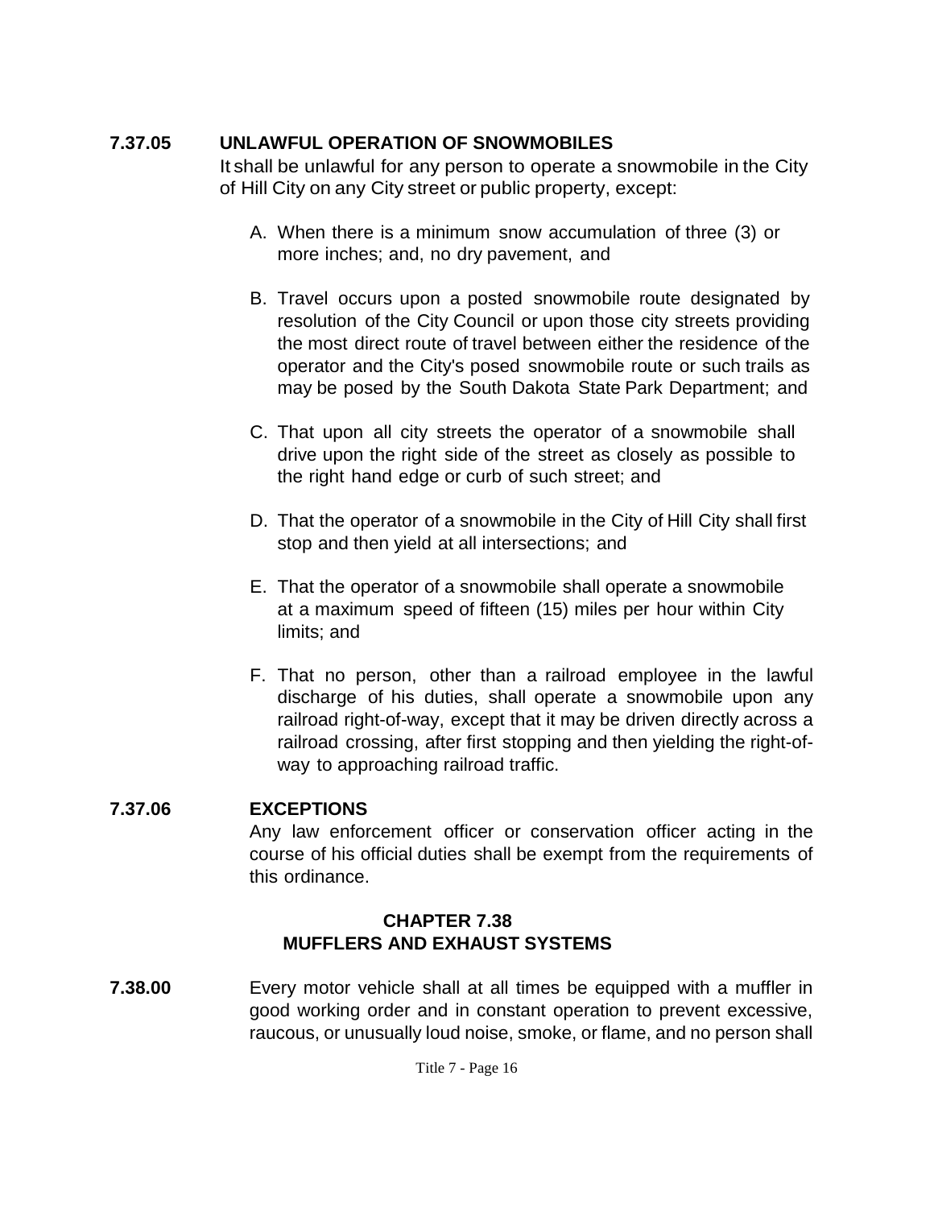**7.37.05 UNLAWFUL OPERATION OF SNOWMOBILES**

It shall be unlawful for any person to operate a snowmobile in the City of Hill City on any City street or public property, except:

A. When there is a minimum snow accumulation of three (3) or more inches; and, no dry pavement, and

B. Travel occurs upon a posted snowmobile route designated by resolution of the City Council or upon those city streets providing the most direct route of travel between either the residence of the operator and the City's posed snowmobile route or such trails as may be posed by the South Dakota State Park Department; and

C. That upon all city streets the operator of a snowmobile shall drive upon the right side of the street as closely as possible to the right hand edge or curb of such street; and

D. That the operator of a snowmobile in the City of Hill City shall first stop and then yield at all intersections; and

E. That the operator of a snowmobile shall operate a snowmobile at a maximum speed of fifteen (15) miles per hour within City limits; and

F. That no person, other than a railroad employee in the lawful discharge of his duties, shall operate a snowmobile upon any railroad right-of-way, except that it may be driven directly across a railroad crossing, after first stopping and then yielding the right-of-way to approaching railroad traffic.

**7.37.06 EXCEPTIONS**

Any law enforcement officer or conservation officer acting in the course of his official duties shall be exempt from the requirements of this ordinance.

## CHAPTER 7.38
## MUFFLERS AND EXHAUST SYSTEMS

**7.38.00** Every motor vehicle shall at all times be equipped with a muffler in good working order and in constant operation to prevent excessive, raucous, or unusually loud noise, smoke, or flame, and no person shall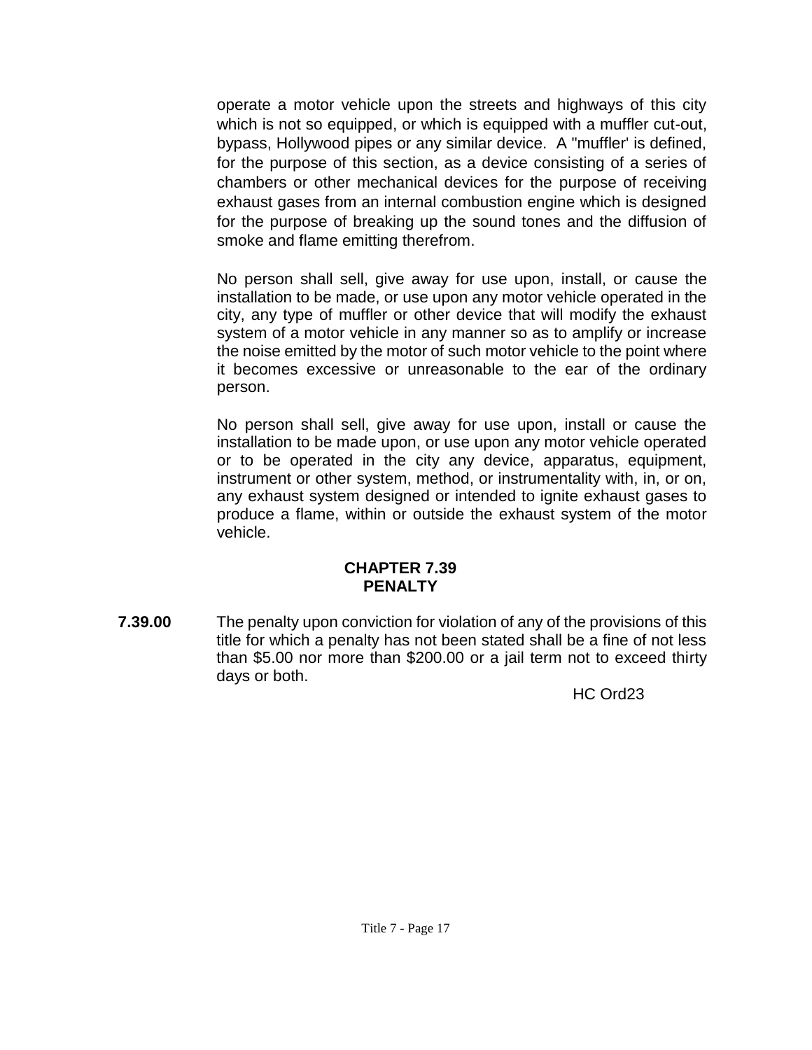operate a motor vehicle upon the streets and highways of this city which is not so equipped, or which is equipped with a muffler cut-out, bypass, Hollywood pipes or any similar device. A "muffler' is defined, for the purpose of this section, as a device consisting of a series of chambers or other mechanical devices for the purpose of receiving exhaust gases from an internal combustion engine which is designed for the purpose of breaking up the sound tones and the diffusion of smoke and flame emitting therefrom.

No person shall sell, give away for use upon, install, or cause the installation to be made, or use upon any motor vehicle operated in the city, any type of muffler or other device that will modify the exhaust system of a motor vehicle in any manner so as to amplify or increase the noise emitted by the motor of such motor vehicle to the point where it becomes excessive or unreasonable to the ear of the ordinary person.

No person shall sell, give away for use upon, install or cause the installation to be made upon, or use upon any motor vehicle operated or to be operated in the city any device, apparatus, equipment, instrument or other system, method, or instrumentality with, in, or on, any exhaust system designed or intended to ignite exhaust gases to produce a flame, within or outside the exhaust system of the motor vehicle.

## CHAPTER 7.39
## PENALTY

**7.39.00** The penalty upon conviction for violation of any of the provisions of this title for which a penalty has not been stated shall be a fine of not less than $5.00 nor more than $200.00 or a jail term not to exceed thirty days or both.

HC Ord23